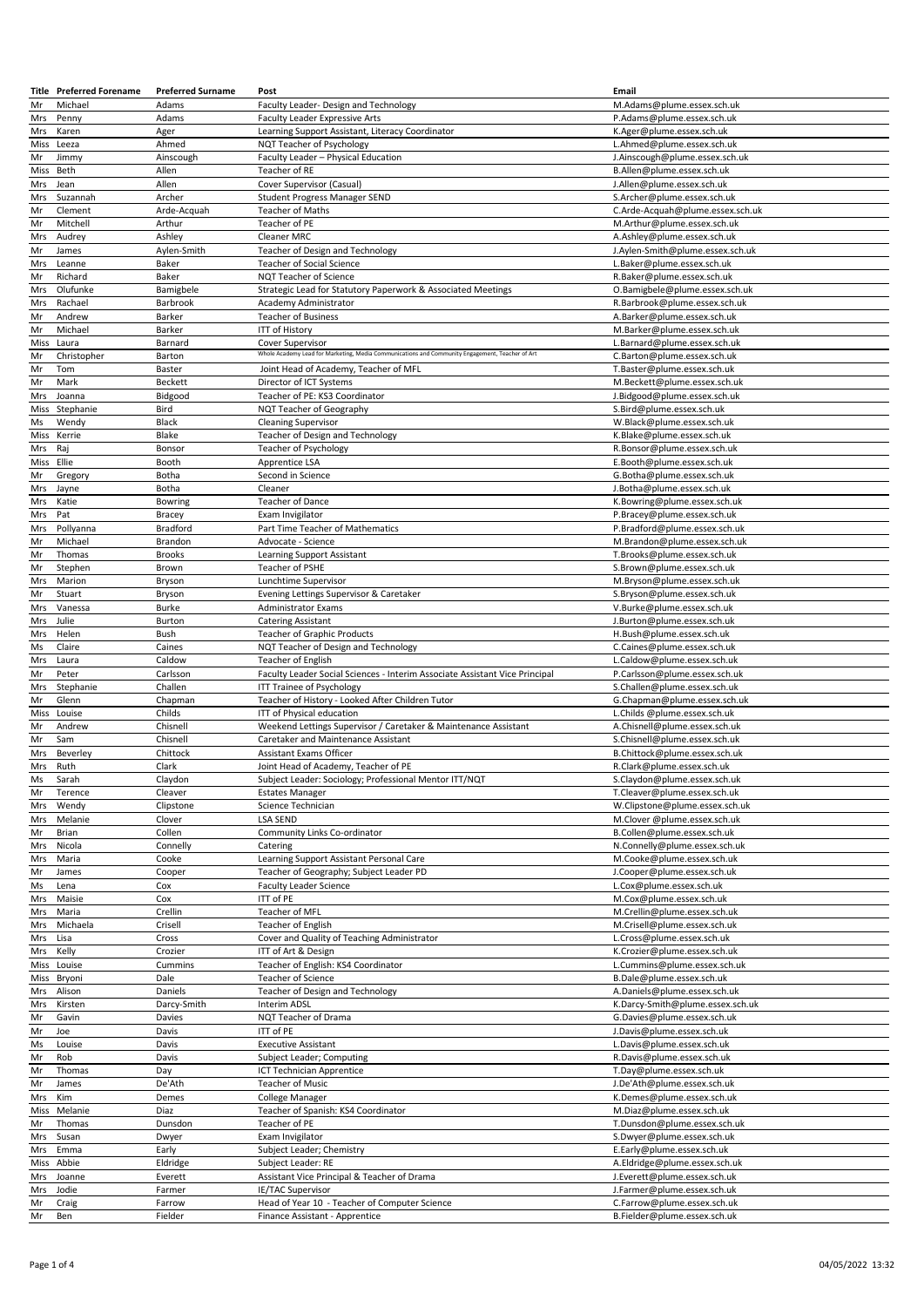| Title | Preferred Forename | Preferred Surname | Post | Email |
|---|---|---|---|---|
| Mr | Michael | Adams | Faculty Leader- Design and Technology | M.Adams@plume.essex.sch.uk |
| Mrs | Penny | Adams | Faculty Leader Expressive Arts | P.Adams@plume.essex.sch.uk |
| Mrs | Karen | Ager | Learning Support Assistant, Literacy Coordinator | K.Ager@plume.essex.sch.uk |
| Miss | Leeza | Ahmed | NQT Teacher of Psychology | L.Ahmed@plume.essex.sch.uk |
| Mr | Jimmy | Ainscough | Faculty Leader – Physical Education | J.Ainscough@plume.essex.sch.uk |
| Miss | Beth | Allen | Teacher of RE | B.Allen@plume.essex.sch.uk |
| Mrs | Jean | Allen | Cover Supervisor (Casual) | J.Allen@plume.essex.sch.uk |
| Mrs | Suzannah | Archer | Student Progress Manager SEND | S.Archer@plume.essex.sch.uk |
| Mr | Clement | Arde-Acquah | Teacher of Maths | C.Arde-Acquah@plume.essex.sch.uk |
| Mr | Mitchell | Arthur | Teacher of PE | M.Arthur@plume.essex.sch.uk |
| Mrs | Audrey | Ashley | Cleaner MRC | A.Ashley@plume.essex.sch.uk |
| Mr | James | Aylen-Smith | Teacher of Design and Technology | J.Aylen-Smith@plume.essex.sch.uk |
| Mrs | Leanne | Baker | Teacher of Social Science | L.Baker@plume.essex.sch.uk |
| Mr | Richard | Baker | NQT Teacher of Science | R.Baker@plume.essex.sch.uk |
| Mrs | Olufunke | Bamigbele | Strategic Lead for Statutory Paperwork & Associated Meetings | O.Bamigbele@plume.essex.sch.uk |
| Mrs | Rachael | Barbrook | Academy Administrator | R.Barbrook@plume.essex.sch.uk |
| Mr | Andrew | Barker | Teacher of Business | A.Barker@plume.essex.sch.uk |
| Mr | Michael | Barker | ITT of History | M.Barker@plume.essex.sch.uk |
| Miss | Laura | Barnard | Cover Supervisor | L.Barnard@plume.essex.sch.uk |
| Mr | Christopher | Barton | Whole Academy Lead for Marketing, Media Communications and Community Engagement, Teacher of Art | C.Barton@plume.essex.sch.uk |
| Mr | Tom | Baster | Joint Head of Academy, Teacher of MFL | T.Baster@plume.essex.sch.uk |
| Mr | Mark | Beckett | Director of ICT Systems | M.Beckett@plume.essex.sch.uk |
| Mrs | Joanna | Bidgood | Teacher of PE: KS3 Coordinator | J.Bidgood@plume.essex.sch.uk |
| Miss | Stephanie | Bird | NQT Teacher of Geography | S.Bird@plume.essex.sch.uk |
| Ms | Wendy | Black | Cleaning Supervisor | W.Black@plume.essex.sch.uk |
| Miss | Kerrie | Blake | Teacher of Design and Technology | K.Blake@plume.essex.sch.uk |
| Mrs | Raj | Bonsor | Teacher of Psychology | R.Bonsor@plume.essex.sch.uk |
| Miss | Ellie | Booth | Apprentice LSA | E.Booth@plume.essex.sch.uk |
| Mr | Gregory | Botha | Second in Science | G.Botha@plume.essex.sch.uk |
| Mrs | Jayne | Botha | Cleaner | J.Botha@plume.essex.sch.uk |
| Mrs | Katie | Bowring | Teacher of Dance | K.Bowring@plume.essex.sch.uk |
| Mrs | Pat | Bracey | Exam Invigilator | P.Bracey@plume.essex.sch.uk |
| Mrs | Pollyanna | Bradford | Part Time Teacher of Mathematics | P.Bradford@plume.essex.sch.uk |
| Mr | Michael | Brandon | Advocate - Science | M.Brandon@plume.essex.sch.uk |
| Mr | Thomas | Brooks | Learning Support Assistant | T.Brooks@plume.essex.sch.uk |
| Mr | Stephen | Brown | Teacher of PSHE | S.Brown@plume.essex.sch.uk |
| Mrs | Marion | Bryson | Lunchtime Supervisor | M.Bryson@plume.essex.sch.uk |
| Mr | Stuart | Bryson | Evening Lettings Supervisor & Caretaker | S.Bryson@plume.essex.sch.uk |
| Mrs | Vanessa | Burke | Administrator Exams | V.Burke@plume.essex.sch.uk |
| Mrs | Julie | Burton | Catering Assistant | J.Burton@plume.essex.sch.uk |
| Mrs | Helen | Bush | Teacher of Graphic Products | H.Bush@plume.essex.sch.uk |
| Ms | Claire | Caines | NQT Teacher of Design and Technology | C.Caines@plume.essex.sch.uk |
| Mrs | Laura | Caldow | Teacher of English | L.Caldow@plume.essex.sch.uk |
| Mr | Peter | Carlsson | Faculty Leader Social Sciences - Interim Associate Assistant Vice Principal | P.Carlsson@plume.essex.sch.uk |
| Mrs | Stephanie | Challen | ITT Trainee of Psychology | S.Challen@plume.essex.sch.uk |
| Mr | Glenn | Chapman | Teacher of History - Looked After Children Tutor | G.Chapman@plume.essex.sch.uk |
| Miss | Louise | Childs | ITT of Physical education | L.Childs @plume.essex.sch.uk |
| Mr | Andrew | Chisnell | Weekend Lettings Supervisor / Caretaker & Maintenance Assistant | A.Chisnell@plume.essex.sch.uk |
| Mr | Sam | Chisnell | Caretaker and Maintenance Assistant | S.Chisnell@plume.essex.sch.uk |
| Mrs | Beverley | Chittock | Assistant Exams Officer | B.Chittock@plume.essex.sch.uk |
| Mrs | Ruth | Clark | Joint Head of Academy, Teacher of PE | R.Clark@plume.essex.sch.uk |
| Ms | Sarah | Claydon | Subject Leader: Sociology; Professional Mentor ITT/NQT | S.Claydon@plume.essex.sch.uk |
| Mr | Terence | Cleaver | Estates Manager | T.Cleaver@plume.essex.sch.uk |
| Mrs | Wendy | Clipstone | Science Technician | W.Clipstone@plume.essex.sch.uk |
| Mrs | Melanie | Clover | LSA SEND | M.Clover @plume.essex.sch.uk |
| Mr | Brian | Collen | Community Links Co-ordinator | B.Collen@plume.essex.sch.uk |
| Mrs | Nicola | Connelly | Catering | N.Connelly@plume.essex.sch.uk |
| Mrs | Maria | Cooke | Learning Support Assistant Personal Care | M.Cooke@plume.essex.sch.uk |
| Mr | James | Cooper | Teacher of Geography; Subject Leader PD | J.Cooper@plume.essex.sch.uk |
| Ms | Lena | Cox | Faculty Leader Science | L.Cox@plume.essex.sch.uk |
| Mrs | Maisie | Cox | ITT of PE | M.Cox@plume.essex.sch.uk |
| Mrs | Maria | Crellin | Teacher of MFL | M.Crellin@plume.essex.sch.uk |
| Mrs | Michaela | Crisell | Teacher of English | M.Crisell@plume.essex.sch.uk |
| Mrs | Lisa | Cross | Cover and Quality of Teaching Administrator | L.Cross@plume.essex.sch.uk |
| Mrs | Kelly | Crozier | ITT of Art & Design | K.Crozier@plume.essex.sch.uk |
| Miss | Louise | Cummins | Teacher of English: KS4 Coordinator | L.Cummins@plume.essex.sch.uk |
| Miss | Bryoni | Dale | Teacher of Science | B.Dale@plume.essex.sch.uk |
| Mrs | Alison | Daniels | Teacher of Design and Technology | A.Daniels@plume.essex.sch.uk |
| Mrs | Kirsten | Darcy-Smith | Interim ADSL | K.Darcy-Smith@plume.essex.sch.uk |
| Mr | Gavin | Davies | NQT Teacher of Drama | G.Davies@plume.essex.sch.uk |
| Mr | Joe | Davis | ITT of PE | J.Davis@plume.essex.sch.uk |
| Ms | Louise | Davis | Executive Assistant | L.Davis@plume.essex.sch.uk |
| Mr | Rob | Davis | Subject Leader; Computing | R.Davis@plume.essex.sch.uk |
| Mr | Thomas | Day | ICT Technician Apprentice | T.Day@plume.essex.sch.uk |
| Mr | James | De'Ath | Teacher of Music | J.De'Ath@plume.essex.sch.uk |
| Mrs | Kim | Demes | College Manager | K.Demes@plume.essex.sch.uk |
| Miss | Melanie | Diaz | Teacher of Spanish: KS4 Coordinator | M.Diaz@plume.essex.sch.uk |
| Mr | Thomas | Dunsdon | Teacher of PE | T.Dunsdon@plume.essex.sch.uk |
| Mrs | Susan | Dwyer | Exam Invigilator | S.Dwyer@plume.essex.sch.uk |
| Mrs | Emma | Early | Subject Leader; Chemistry | E.Early@plume.essex.sch.uk |
| Miss | Abbie | Eldridge | Subject Leader: RE | A.Eldridge@plume.essex.sch.uk |
| Mrs | Joanne | Everett | Assistant Vice Principal & Teacher of Drama | J.Everett@plume.essex.sch.uk |
| Mrs | Jodie | Farmer | IE/TAC Supervisor | J.Farmer@plume.essex.sch.uk |
| Mr | Craig | Farrow | Head of Year 10 - Teacher of Computer Science | C.Farrow@plume.essex.sch.uk |
| Mr | Ben | Fielder | Finance Assistant - Apprentice | B.Fielder@plume.essex.sch.uk |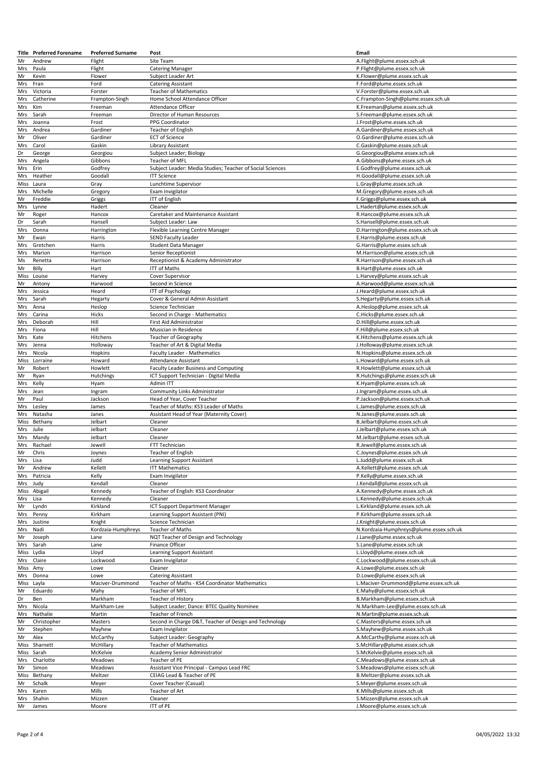| Title | Preferred Forename | Preferred Surname | Post | Email |
|---|---|---|---|---|
| Mr | Andrew | Flight | Site Team | A.Flight@plume.essex.sch.uk |
| Mrs | Paula | Flight | Catering Manager | P.Flight@plume.essex.sch.uk |
| Mr | Kevin | Flower | Subject Leader Art | K.Flower@plume.essex.sch.uk |
| Mrs | Fran | Ford | Catering Assistant | F.Ford@plume.essex.sch.uk |
| Mrs | Victoria | Forster | Teacher of Mathematics | V.Forster@plume.essex.sch.uk |
| Mrs | Catherine | Frampton-Singh | Home School Attendance Officer | C.Frampton-Singh@plume.essex.sch.uk |
| Mrs | Kim | Freeman | Attendance Officer | K.Freeman@plume.essex.sch.uk |
| Mrs | Sarah | Freeman | Director of Human Resources | S.Freeman@plume.essex.sch.uk |
| Mrs | Joanna | Frost | PPG Coordinator | J.Frost@plume.essex.sch.uk |
| Mrs | Andrea | Gardiner | Teacher of English | A.Gardiner@plume.essex.sch.uk |
| Mr | Oliver | Gardiner | ECT of Science | O.Gardiner@plume.essex.sch.uk |
| Mrs | Carol | Gaskin | Library Assistant | C.Gaskin@plume.essex.sch.uk |
| Dr | George | Georgiou | Subject Leader; Biology | G.Georgiou@plume.essex.sch.uk |
| Mrs | Angela | Gibbons | Teacher of MFL | A.Gibbons@plume.essex.sch.uk |
| Mrs | Erin | Godfrey | Subject Leader: Media Studies; Teacher of Social Sciences | E.Godfrey@plume.essex.sch.uk |
| Mrs | Heather | Goodall | ITT Science | H.Goodall@plume.essex.sch.uk |
| Miss | Laura | Gray | Lunchtime Supervisor | L.Gray@plume.essex.sch.uk |
| Mrs | Michelle | Gregory | Exam Invigilator | M.Gregory@plume.essex.sch.uk |
| Mr | Freddie | Griggs | ITT of English | F.Griggs@plume.essex.sch.uk |
| Mrs | Lynne | Hadert | Cleaner | L.Hadert@plume.essex.sch.uk |
| Mr | Roger | Hancox | Caretaker and Maintenance Assistant | R.Hancox@plume.essex.sch.uk |
| Dr | Sarah | Hansell | Subject Leader: Law | S.Hansell@plume.essex.sch.uk |
| Mrs | Donna | Harrington | Flexible Learning Centre Manager | D.Harrington@plume.essex.sch.uk |
| Mr | Ewan | Harris | SEND Faculty Leader | E.Harris@plume.essex.sch.uk |
| Mrs | Gretchen | Harris | Student Data Manager | G.Harris@plume.essex.sch.uk |
| Mrs | Marion | Harrison | Senior Receptionist | M.Harrison@plume.essex.sch.uk |
| Ms | Renetta | Harrison | Receptionist & Academy Administrator | R.Harrison@plume.essex.sch.uk |
| Mr | Billy | Hart | ITT of Maths | B.Hart@plume.essex.sch.uk |
| Miss | Louise | Harvey | Cover Supervisor | L.Harvey@plume.essex.sch.uk |
| Mr | Antony | Harwood | Second in Science | A.Harwood@plume.essex.sch.uk |
| Mrs | Jessica | Heard | ITT of Psychology | J.Heard@plume.essex.sch.uk |
| Mrs | Sarah | Hegarty | Cover & General Admin Assistant | S.Hegarty@plume.essex.sch.uk |
| Mrs | Anna | Heslop | Science Technician | A.Heslop@plume.essex.sch.uk |
| Mrs | Carina | Hicks | Second in Charge - Mathematics | C.Hicks@plume.essex.sch.uk |
| Mrs | Deborah | Hill | First Aid Administrator | D.Hill@plume.essex.sch.uk |
| Mrs | Fiona | Hill | Musician in Residence | F.Hill@plume.essex.sch.uk |
| Mrs | Kate | Hitchens | Teacher of Geography | K.Hitchens@plume.essex.sch.uk |
| Mrs | Jenna | Holloway | Teacher of Art & Digital Media | J.Holloway@plume.essex.sch.uk |
| Mrs | Nicola | Hopkins | Faculty Leader - Mathematics | N.Hopkins@plume.essex.sch.uk |
| Miss | Lorraine | Howard | Attendance Assistant | L.Howard@plume.essex.sch.uk |
| Mr | Robert | Howlett | Faculty Leader Business and Computing | R.Howlett@plume.essex.sch.uk |
| Mr | Ryan | Hutchings | ICT Support Technician - Digital Media | R.Hutchings@plume.essex.sch.uk |
| Mrs | Kelly | Hyam | Admin ITT | K.Hyam@plume.essex.sch.uk |
| Mrs | Jean | Ingram | Community Links Administrator | J.Ingram@plume.essex.sch.uk |
| Mr | Paul | Jackson | Head of Year, Cover Teacher | P.Jackson@plume.essex.sch.uk |
| Mrs | Lesley | James | Teacher of Maths: KS3 Leader of Maths | L.James@plume.essex.sch.uk |
| Mrs | Natasha | Janes | Assistant Head of Year (Maternity Cover) | N.Janes@plume.essex.sch.uk |
| Miss | Bethany | Jelbart | Cleaner | B.Jelbart@plume.essex.sch.uk |
| Mrs | Julie | Jelbart | Cleaner | J.Jelbart@plume.essex.sch.uk |
| Mrs | Mandy | Jelbart | Cleaner | M.Jelbart@plume.essex.sch.uk |
| Mrs | Rachael | Jewell | FTT Technician | R.Jewell@plume.essex.sch.uk |
| Mr | Chris | Joynes | Teacher of English | C.Joynes@plume.essex.sch.uk |
| Mrs | Lisa | Judd | Learning Support Assistant | L.Judd@plume.essex.sch.uk |
| Mr | Andrew | Kellett | ITT Mathematics | A.Kellett@plume.essex.sch.uk |
| Mrs | Patricia | Kelly | Exam Invigilator | P.Kelly@plume.essex.sch.uk |
| Mrs | Judy | Kendall | Cleaner | J.Kendall@plume.essex.sch.uk |
| Miss | Abigail | Kennedy | Teacher of English: KS3 Coordinator | A.Kennedy@plume.essex.sch.uk |
| Mrs | Lisa | Kennedy | Cleaner | L.Kennedy@plume.essex.sch.uk |
| Mr | Lyndn | Kirkland | ICT Support Department Manager | L.Kirkland@plume.essex.sch.uk |
| Mrs | Penny | Kirkham | Learning Support Assistant (PNI) | P.Kirkham@plume.essex.sch.uk |
| Mrs | Justine | Knight | Science Technician | J.Knight@plume.essex.sch.uk |
| Mrs | Nadi | Kordzaia-Humphreys | Teacher of Maths | N.Kordzaia-Humphreys@plume.essex.sch.uk |
| Mr | Joseph | Lane | NQT Teacher of Design and Technology | J.Lane@plume.essex.sch.uk |
| Mrs | Sarah | Lane | Finance Officer | S.Lane@plume.essex.sch.uk |
| Miss | Lydia | Lloyd | Learning Support Assistant | L.Lloyd@plume.essex.sch.uk |
| Mrs | Claire | Lockwood | Exam Invigilator | C.Lockwood@plume.essex.sch.uk |
| Miss | Amy | Lowe | Cleaner | A.Lowe@plume.essex.sch.uk |
| Mrs | Donna | Lowe | Catering Assistant | D.Lowe@plume.essex.sch.uk |
| Miss | Layla | Maciver-Drummond | Teacher of Maths - KS4 Coordinator Mathematics | L.Maciver-Drummond@plume.essex.sch.uk |
| Mr | Eduardo | Mahy | Teacher of MFL | E.Mahy@plume.essex.sch.uk |
| Dr | Ben | Markham | Teacher of History | B.Markham@plume.essex.sch.uk |
| Mrs | Nicola | Markham-Lee | Subject Leader; Dance: BTEC Quality Nominee | N.Markham-Lee@plume.essex.sch.uk |
| Mrs | Nathalie | Martin | Teacher of French | N.Martin@plume.essex.sch.uk |
| Mr | Christopher | Masters | Second in Charge D&T, Teacher of Design and Technology | C.Masters@plume.essex.sch.uk |
| Mr | Stephen | Mayhew | Exam Invigilator | S.Mayhew@plume.essex.sch.uk |
| Mr | Alex | McCarthy | Subject Leader: Geography | A.McCarthy@plume.essex.sch.uk |
| Miss | Sharnett | McHillary | Teacher of Mathematics | S.McHillary@plume.essex.sch.uk |
| Miss | Sarah | McKelvie | Academy Senior Administrator | S.McKelvie@plume.essex.sch.uk |
| Mrs | Charlotte | Meadows | Teacher of PE | C.Meadows@plume.essex.sch.uk |
| Mr | Simon | Meadows | Assistant Vice Principal - Campus Lead FRC | S.Meadows@plume.essex.sch.uk |
| Miss | Bethany | Meltzer | CEIAG Lead & Teacher of PE | B.Meltzer@plume.essex.sch.uk |
| Mr | Schalk | Meyer | Cover Teacher (Casual) | S.Meyer@plume.essex.sch.uk |
| Mrs | Karen | Mills | Teacher of Art | K.Mills@plume.essex.sch.uk |
| Mrs | Shahin | Mizzen | Cleaner | S.Mizzen@plume.essex.sch.uk |
| Mr | James | Moore | ITT of PE | J.Moore@plume.essex.sch.uk |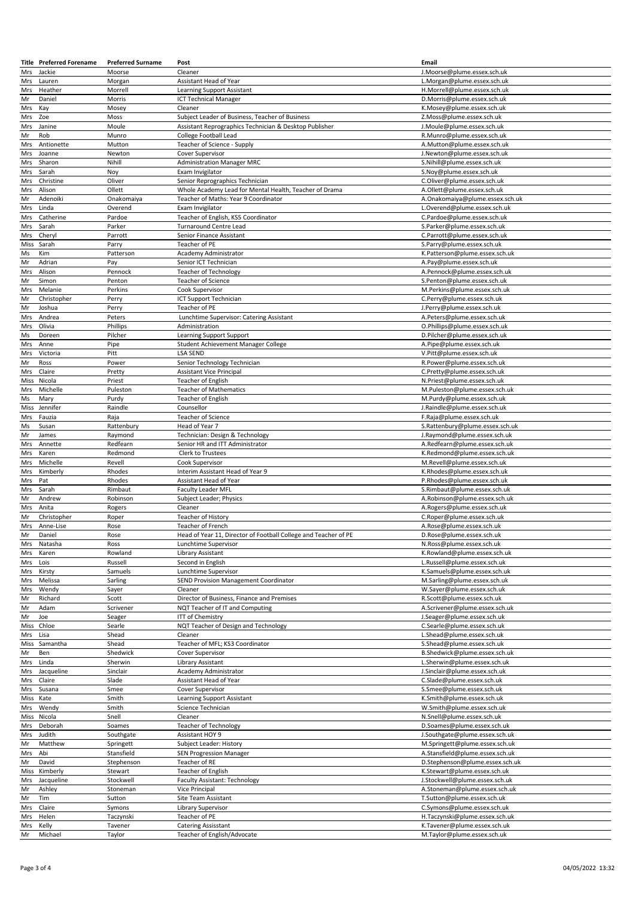| Title | Preferred Forename | Preferred Surname | Post | Email |
|---|---|---|---|---|
| Mrs | Jackie | Moorse | Cleaner | J.Moorse@plume.essex.sch.uk |
| Mrs | Lauren | Morgan | Assistant Head of Year | L.Morgan@plume.essex.sch.uk |
| Mrs | Heather | Morrell | Learning Support Assistant | H.Morrell@plume.essex.sch.uk |
| Mr | Daniel | Morris | ICT Technical Manager | D.Morris@plume.essex.sch.uk |
| Mrs | Kay | Mosey | Cleaner | K.Mosey@plume.essex.sch.uk |
| Mrs | Zoe | Moss | Subject Leader of Business, Teacher of Business | Z.Moss@plume.essex.sch.uk |
| Mrs | Janine | Moule | Assistant Reprographics Technician & Desktop Publisher | J.Moule@plume.essex.sch.uk |
| Mr | Rob | Munro | College Football Lead | R.Munro@plume.essex.sch.uk |
| Mrs | Antionette | Mutton | Teacher of Science - Supply | A.Mutton@plume.essex.sch.uk |
| Mrs | Joanne | Newton | Cover Supervisor | J.Newton@plume.essex.sch.uk |
| Mrs | Sharon | Nihill | Administration Manager MRC | S.Nihill@plume.essex.sch.uk |
| Mrs | Sarah | Noy | Exam Invigilator | S.Noy@plume.essex.sch.uk |
| Mrs | Christine | Oliver | Senior Reprographics Technician | C.Oliver@plume.essex.sch.uk |
| Mrs | Alison | Ollett | Whole Academy Lead for Mental Health, Teacher of Drama | A.Ollett@plume.essex.sch.uk |
| Mr | Adenoiki | Onakomaiya | Teacher of Maths: Year 9 Coordinator | A.Onakomaiya@plume.essex.sch.uk |
| Mrs | Linda | Overend | Exam Invigilator | L.Overend@plume.essex.sch.uk |
| Mrs | Catherine | Pardoe | Teacher of English, KS5 Coordinator | C.Pardoe@plume.essex.sch.uk |
| Mrs | Sarah | Parker | Turnaround Centre Lead | S.Parker@plume.essex.sch.uk |
| Mrs | Cheryl | Parrott | Senior Finance Assistant | C.Parrott@plume.essex.sch.uk |
| Miss | Sarah | Parry | Teacher of PE | S.Parry@plume.essex.sch.uk |
| Ms | Kim | Patterson | Academy Administrator | K.Patterson@plume.essex.sch.uk |
| Mr | Adrian | Pay | Senior ICT Technician | A.Pay@plume.essex.sch.uk |
| Mrs | Alison | Pennock | Teacher of Technology | A.Pennock@plume.essex.sch.uk |
| Mr | Simon | Penton | Teacher of Science | S.Penton@plume.essex.sch.uk |
| Mrs | Melanie | Perkins | Cook Supervisor | M.Perkins@plume.essex.sch.uk |
| Mr | Christopher | Perry | ICT Support Technician | C.Perry@plume.essex.sch.uk |
| Mr | Joshua | Perry | Teacher of PE | J.Perry@plume.essex.sch.uk |
| Mrs | Andrea | Peters | Lunchtime Supervisor: Catering Assistant | A.Peters@plume.essex.sch.uk |
| Mrs | Olivia | Phillips | Administration | O.Phillips@plume.essex.sch.uk |
| Ms | Doreen | Pilcher | Learning Support Support | D.Pilcher@plume.essex.sch.uk |
| Mrs | Anne | Pipe | Student Achievement Manager College | A.Pipe@plume.essex.sch.uk |
| Mrs | Victoria | Pitt | LSA SEND | V.Pitt@plume.essex.sch.uk |
| Mr | Ross | Power | Senior Technology Technician | R.Power@plume.essex.sch.uk |
| Mrs | Claire | Pretty | Assistant Vice Principal | C.Pretty@plume.essex.sch.uk |
| Miss | Nicola | Priest | Teacher of English | N.Priest@plume.essex.sch.uk |
| Mrs | Michelle | Puleston | Teacher of Mathematics | M.Puleston@plume.essex.sch.uk |
| Ms | Mary | Purdy | Teacher of English | M.Purdy@plume.essex.sch.uk |
| Miss | Jennifer | Raindle | Counsellor | J.Raindle@plume.essex.sch.uk |
| Mrs | Fauzia | Raja | Teacher of Science | F.Raja@plume.essex.sch.uk |
| Ms | Susan | Rattenbury | Head of Year 7 | S.Rattenbury@plume.essex.sch.uk |
| Mr | James | Raymond | Technician: Design & Technology | J.Raymond@plume.essex.sch.uk |
| Mrs | Annette | Redfearn | Senior HR and ITT Administrator | A.Redfearn@plume.essex.sch.uk |
| Mrs | Karen | Redmond | Clerk to Trustees | K.Redmond@plume.essex.sch.uk |
| Mrs | Michelle | Revell | Cook Supervisor | M.Revell@plume.essex.sch.uk |
| Mrs | Kimberly | Rhodes | Interim Assistant Head of Year 9 | K.Rhodes@plume.essex.sch.uk |
| Mrs | Pat | Rhodes | Assistant Head of Year | P.Rhodes@plume.essex.sch.uk |
| Mrs | Sarah | Rimbaut | Faculty Leader MFL | S.Rimbaut@plume.essex.sch.uk |
| Mr | Andrew | Robinson | Subject Leader; Physics | A.Robinson@plume.essex.sch.uk |
| Mrs | Anita | Rogers | Cleaner | A.Rogers@plume.essex.sch.uk |
| Mr | Christopher | Roper | Teacher of History | C.Roper@plume.essex.sch.uk |
| Mrs | Anne-Lise | Rose | Teacher of French | A.Rose@plume.essex.sch.uk |
| Mr | Daniel | Rose | Head of Year 11, Director of Football College and Teacher of PE | D.Rose@plume.essex.sch.uk |
| Mrs | Natasha | Ross | Lunchtime Supervisor | N.Ross@plume.essex.sch.uk |
| Mrs | Karen | Rowland | Library Assistant | K.Rowland@plume.essex.sch.uk |
| Mrs | Lois | Russell | Second in English | L.Russell@plume.essex.sch.uk |
| Mrs | Kirsty | Samuels | Lunchtime Supervisor | K.Samuels@plume.essex.sch.uk |
| Mrs | Melissa | Sarling | SEND Provision Management Coordinator | M.Sarling@plume.essex.sch.uk |
| Mrs | Wendy | Sayer | Cleaner | W.Sayer@plume.essex.sch.uk |
| Mr | Richard | Scott | Director of Business, Finance and Premises | R.Scott@plume.essex.sch.uk |
| Mr | Adam | Scrivener | NQT Teacher of IT and Computing | A.Scrivener@plume.essex.sch.uk |
| Mr | Joe | Seager | ITT of Chemistry | J.Seager@plume.essex.sch.uk |
| Miss | Chloe | Searle | NQT Teacher of Design and Technology | C.Searle@plume.essex.sch.uk |
| Mrs | Lisa | Shead | Cleaner | L.Shead@plume.essex.sch.uk |
| Miss | Samantha | Shead | Teacher of MFL; KS3 Coordinator | S.Shead@plume.essex.sch.uk |
| Mr | Ben | Shedwick | Cover Supervisor | B.Shedwick@plume.essex.sch.uk |
| Mrs | Linda | Sherwin | Library Assistant | L.Sherwin@plume.essex.sch.uk |
| Mrs | Jacqueline | Sinclair | Academy Administrator | J.Sinclair@plume.essex.sch.uk |
| Mrs | Claire | Slade | Assistant Head of Year | C.Slade@plume.essex.sch.uk |
| Mrs | Susana | Smee | Cover Supervisor | S.Smee@plume.essex.sch.uk |
| Miss | Kate | Smith | Learning Support Assistant | K.Smith@plume.essex.sch.uk |
| Mrs | Wendy | Smith | Science Technician | W.Smith@plume.essex.sch.uk |
| Miss | Nicola | Snell | Cleaner | N.Snell@plume.essex.sch.uk |
| Mrs | Deborah | Soames | Teacher of Technology | D.Soames@plume.essex.sch.uk |
| Mrs | Judith | Southgate | Assistant HOY 9 | J.Southgate@plume.essex.sch.uk |
| Mr | Matthew | Springett | Subject Leader: History | M.Springett@plume.essex.sch.uk |
| Mrs | Abi | Stansfield | SEN Progression Manager | A.Stansfield@plume.essex.sch.uk |
| Mr | David | Stephenson | Teacher of RE | D.Stephenson@plume.essex.sch.uk |
| Miss | Kimberly | Stewart | Teacher of English | K.Stewart@plume.essex.sch.uk |
| Mrs | Jacqueline | Stockwell | Faculty Assistant: Technology | J.Stockwell@plume.essex.sch.uk |
| Mr | Ashley | Stoneman | Vice Principal | A.Stoneman@plume.essex.sch.uk |
| Mr | Tim | Sutton | Site Team Assistant | T.Sutton@plume.essex.sch.uk |
| Mrs | Claire | Symons | Library Supervisor | C.Symons@plume.essex.sch.uk |
| Mrs | Helen | Taczynski | Teacher of PE | H.Taczynski@plume.essex.sch.uk |
| Mrs | Kelly | Tavener | Catering Assisstant | K.Tavener@plume.essex.sch.uk |
| Mr | Michael | Taylor | Teacher of English/Advocate | M.Taylor@plume.essex.sch.uk |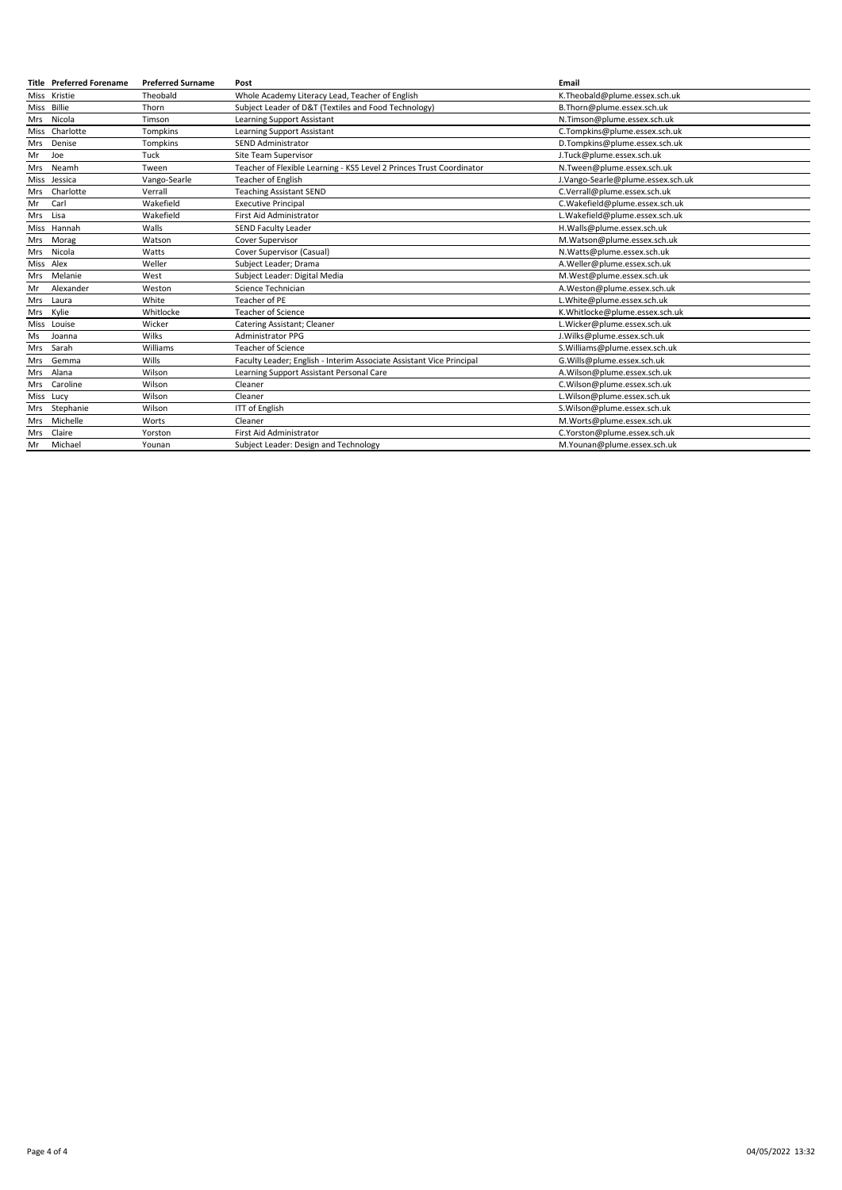| Title | Preferred Forename | Preferred Surname | Post | Email |
|---|---|---|---|---|
| Miss | Kristie | Theobald | Whole Academy Literacy Lead, Teacher of English | K.Theobald@plume.essex.sch.uk |
| Miss | Billie | Thorn | Subject Leader of D&T (Textiles and Food Technology) | B.Thorn@plume.essex.sch.uk |
| Mrs | Nicola | Timson | Learning Support Assistant | N.Timson@plume.essex.sch.uk |
| Miss | Charlotte | Tompkins | Learning Support Assistant | C.Tompkins@plume.essex.sch.uk |
| Mrs | Denise | Tompkins | SEND Administrator | D.Tompkins@plume.essex.sch.uk |
| Mr | Joe | Tuck | Site Team Supervisor | J.Tuck@plume.essex.sch.uk |
| Mrs | Neamh | Tween | Teacher of Flexible Learning - KS5 Level 2 Princes Trust Coordinator | N.Tween@plume.essex.sch.uk |
| Miss | Jessica | Vango-Searle | Teacher of English | J.Vango-Searle@plume.essex.sch.uk |
| Mrs | Charlotte | Verrall | Teaching Assistant SEND | C.Verrall@plume.essex.sch.uk |
| Mr | Carl | Wakefield | Executive Principal | C.Wakefield@plume.essex.sch.uk |
| Mrs | Lisa | Wakefield | First Aid Administrator | L.Wakefield@plume.essex.sch.uk |
| Miss | Hannah | Walls | SEND Faculty Leader | H.Walls@plume.essex.sch.uk |
| Mrs | Morag | Watson | Cover Supervisor | M.Watson@plume.essex.sch.uk |
| Mrs | Nicola | Watts | Cover Supervisor (Casual) | N.Watts@plume.essex.sch.uk |
| Miss | Alex | Weller | Subject Leader; Drama | A.Weller@plume.essex.sch.uk |
| Mrs | Melanie | West | Subject Leader: Digital Media | M.West@plume.essex.sch.uk |
| Mr | Alexander | Weston | Science Technician | A.Weston@plume.essex.sch.uk |
| Mrs | Laura | White | Teacher of PE | L.White@plume.essex.sch.uk |
| Mrs | Kylie | Whitlocke | Teacher of Science | K.Whitlocke@plume.essex.sch.uk |
| Miss | Louise | Wicker | Catering Assistant; Cleaner | L.Wicker@plume.essex.sch.uk |
| Ms | Joanna | Wilks | Administrator PPG | J.Wilks@plume.essex.sch.uk |
| Mrs | Sarah | Williams | Teacher of Science | S.Williams@plume.essex.sch.uk |
| Mrs | Gemma | Wills | Faculty Leader; English - Interim Associate Assistant Vice Principal | G.Wills@plume.essex.sch.uk |
| Mrs | Alana | Wilson | Learning Support Assistant Personal Care | A.Wilson@plume.essex.sch.uk |
| Mrs | Caroline | Wilson | Cleaner | C.Wilson@plume.essex.sch.uk |
| Miss | Lucy | Wilson | Cleaner | L.Wilson@plume.essex.sch.uk |
| Mrs | Stephanie | Wilson | ITT of English | S.Wilson@plume.essex.sch.uk |
| Mrs | Michelle | Worts | Cleaner | M.Worts@plume.essex.sch.uk |
| Mrs | Claire | Yorston | First Aid Administrator | C.Yorston@plume.essex.sch.uk |
| Mr | Michael | Younan | Subject Leader: Design and Technology | M.Younan@plume.essex.sch.uk |

04/05/2022 13:32